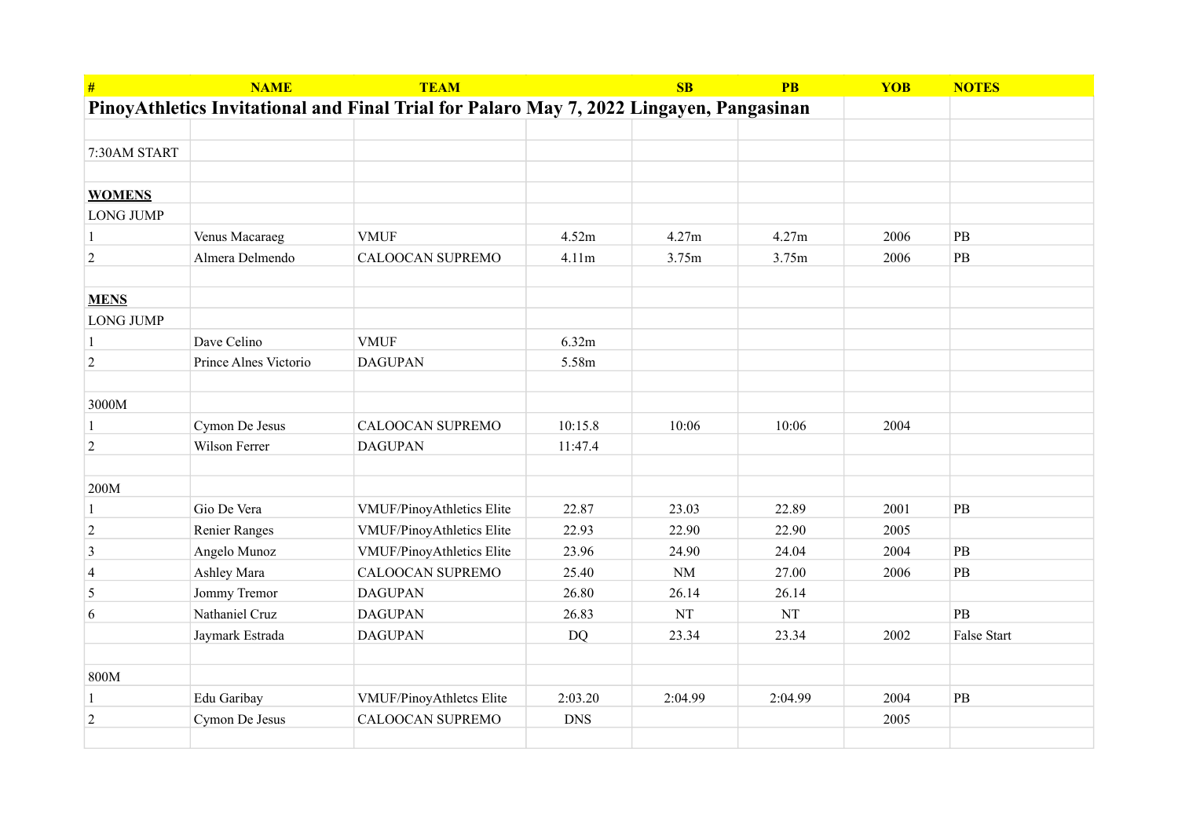| # | NAME | TEAM | | SB | PB | YOB | NOTES |
|---|---|---|---|---|---|---|---|
| **PinoyAthletics Invitational and Final Trial for Palaro May 7, 2022 Lingayen, Pangasinan** | | | | | | | |
| | | | | | | | |
| 7:30AM START | | | | | | | |
| | | | | | | | |
| **WOMENS** | | | | | | | |
| LONG JUMP | | | | | | | |
| 1 | Venus Macaraeg | VMUF | 4.52m | 4.27m | 4.27m | 2006 | PB |
| 2 | Almera Delmendo | CALOOCAN SUPREMO | 4.11m | 3.75m | 3.75m | 2006 | PB |
| | | | | | | | |
| **MENS** | | | | | | | |
| LONG JUMP | | | | | | | |
| 1 | Dave Celino | VMUF | 6.32m | | | | |
| 2 | Prince Alnes Victorio | DAGUPAN | 5.58m | | | | |
| | | | | | | | |
| 3000M | | | | | | | |
| 1 | Cymon De Jesus | CALOOCAN SUPREMO | 10:15.8 | 10:06 | 10:06 | 2004 | |
| 2 | Wilson Ferrer | DAGUPAN | 11:47.4 | | | | |
| | | | | | | | |
| 200M | | | | | | | |
| 1 | Gio De Vera | VMUF/PinoyAthletics Elite | 22.87 | 23.03 | 22.89 | 2001 | PB |
| 2 | Renier Ranges | VMUF/PinoyAthletics Elite | 22.93 | 22.90 | 22.90 | 2005 | |
| 3 | Angelo Munoz | VMUF/PinoyAthletics Elite | 23.96 | 24.90 | 24.04 | 2004 | PB |
| 4 | Ashley Mara | CALOOCAN SUPREMO | 25.40 | NM | 27.00 | 2006 | PB |
| 5 | Jommy Tremor | DAGUPAN | 26.80 | 26.14 | 26.14 | | |
| 6 | Nathaniel Cruz | DAGUPAN | 26.83 | NT | NT | | PB |
| | Jaymark Estrada | DAGUPAN | DQ | 23.34 | 23.34 | 2002 | False Start |
| | | | | | | | |
| 800M | | | | | | | |
| 1 | Edu Garibay | VMUF/PinoyAthletcs Elite | 2:03.20 | 2:04.99 | 2:04.99 | 2004 | PB |
| 2 | Cymon De Jesus | CALOOCAN SUPREMO | DNS | | | 2005 | |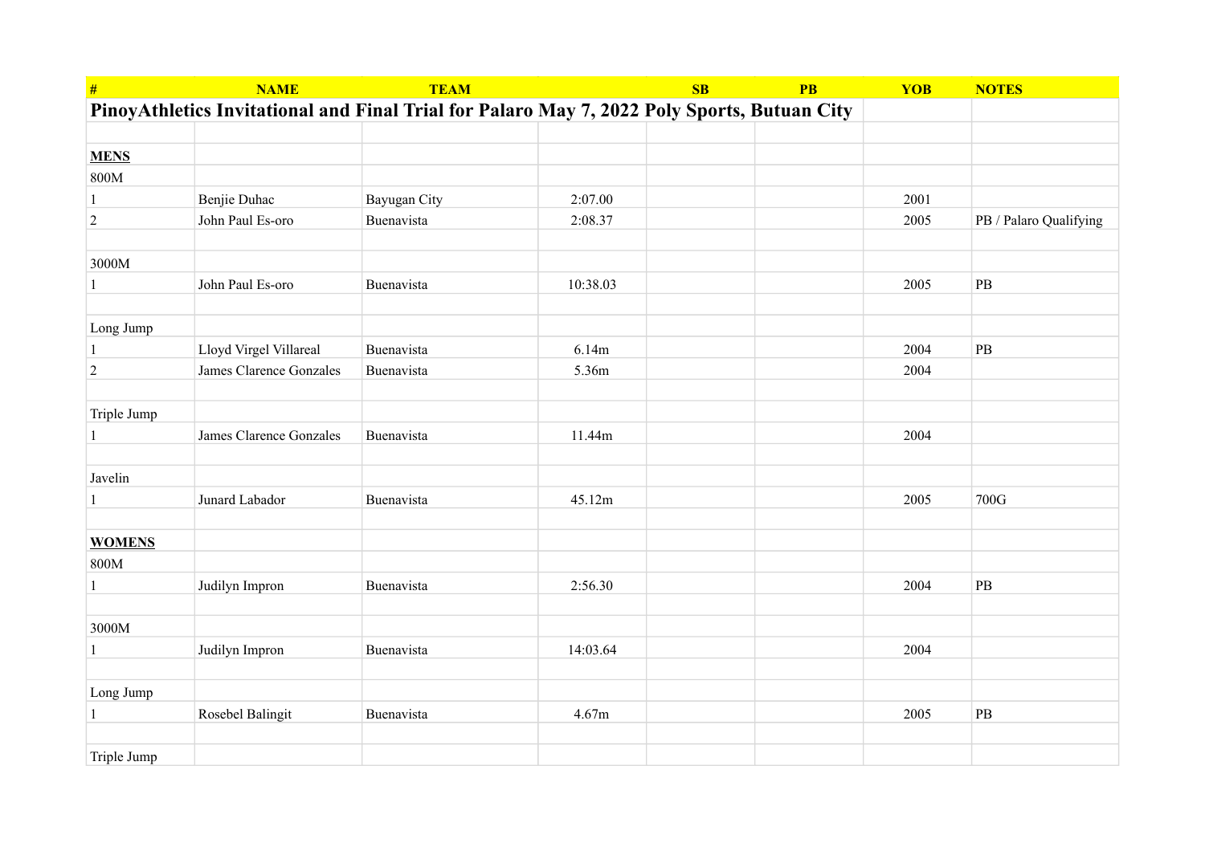| # | NAME | TEAM | | SB | PB | YOB | NOTES |
|---|---|---|---|---|---|---|---|
| **PinoyAthletics Invitational and Final Trial for Palaro May 7, 2022 Poly Sports, Butuan City** | | | | | | | |
| | | | | | | | |
| **MENS** | | | | | | | |
| 800M | | | | | | | |
| 1 | Benjie Duhac | Bayugan City | 2:07.00 | | | 2001 | |
| 2 | John Paul Es-oro | Buenavista | 2:08.37 | | | 2005 | PB / Palaro Qualifying |
| | | | | | | | |
| 3000M | | | | | | | |
| 1 | John Paul Es-oro | Buenavista | 10:38.03 | | | 2005 | PB |
| | | | | | | | |
| Long Jump | | | | | | | |
| 1 | Lloyd Virgel Villareal | Buenavista | 6.14m | | | 2004 | PB |
| 2 | James Clarence Gonzales | Buenavista | 5.36m | | | 2004 | |
| | | | | | | | |
| Triple Jump | | | | | | | |
| 1 | James Clarence Gonzales | Buenavista | 11.44m | | | 2004 | |
| | | | | | | | |
| Javelin | | | | | | | |
| 1 | Junard Labador | Buenavista | 45.12m | | | 2005 | 700G |
| | | | | | | | |
| **WOMENS** | | | | | | | |
| 800M | | | | | | | |
| 1 | Judilyn Impron | Buenavista | 2:56.30 | | | 2004 | PB |
| | | | | | | | |
| 3000M | | | | | | | |
| 1 | Judilyn Impron | Buenavista | 14:03.64 | | | 2004 | |
| | | | | | | | |
| Long Jump | | | | | | | |
| 1 | Rosebel Balingit | Buenavista | 4.67m | | | 2005 | PB |
| | | | | | | | |
| Triple Jump | | | | | | | |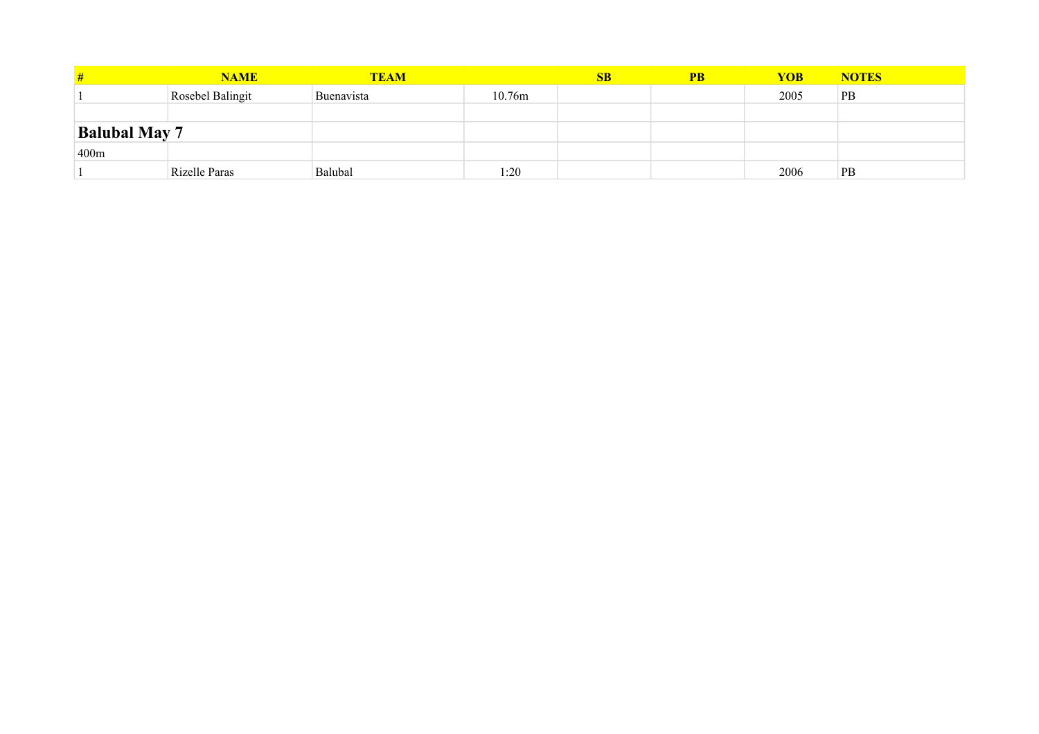| # | NAME | TEAM | | SB | PB | YOB | NOTES |
|---|---|---|---|---|---|---|---|
| 1 | Rosebel Balingit | Buenavista | 10.76m | | | 2005 | PB |
| | | | | | | | |
| **Balubal May 7** | | | | | | | |
| 400m | | | | | | | |
| 1 | Rizelle Paras | Balubal | 1:20 | | | 2006 | PB |